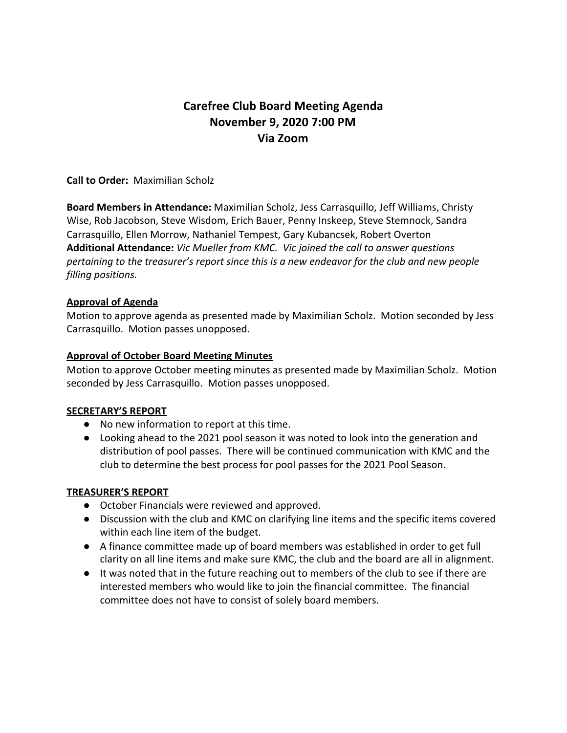# Carefree Club Board Meeting Agenda
# November 9, 2020 7:00 PM
# Via Zoom

**Call to Order:** Maximilian Scholz

**Board Members in Attendance:** Maximilian Scholz, Jess Carrasquillo, Jeff Williams, Christy Wise, Rob Jacobson, Steve Wisdom, Erich Bauer, Penny Inskeep, Steve Stemnock, Sandra Carrasquillo, Ellen Morrow, Nathaniel Tempest, Gary Kubancsek, Robert Overton
**Additional Attendance:** *Vic Mueller from KMC. Vic joined the call to answer questions pertaining to the treasurer's report since this is a new endeavor for the club and new people filling positions.*

**Approval of Agenda**

Motion to approve agenda as presented made by Maximilian Scholz. Motion seconded by Jess Carrasquillo. Motion passes unopposed.

**Approval of October Board Meeting Minutes**

Motion to approve October meeting minutes as presented made by Maximilian Scholz. Motion seconded by Jess Carrasquillo. Motion passes unopposed.

**SECRETARY'S REPORT**

- No new information to report at this time.
- Looking ahead to the 2021 pool season it was noted to look into the generation and distribution of pool passes. There will be continued communication with KMC and the club to determine the best process for pool passes for the 2021 Pool Season.

**TREASURER'S REPORT**

- October Financials were reviewed and approved.
- Discussion with the club and KMC on clarifying line items and the specific items covered within each line item of the budget.
- A finance committee made up of board members was established in order to get full clarity on all line items and make sure KMC, the club and the board are all in alignment.
- It was noted that in the future reaching out to members of the club to see if there are interested members who would like to join the financial committee. The financial committee does not have to consist of solely board members.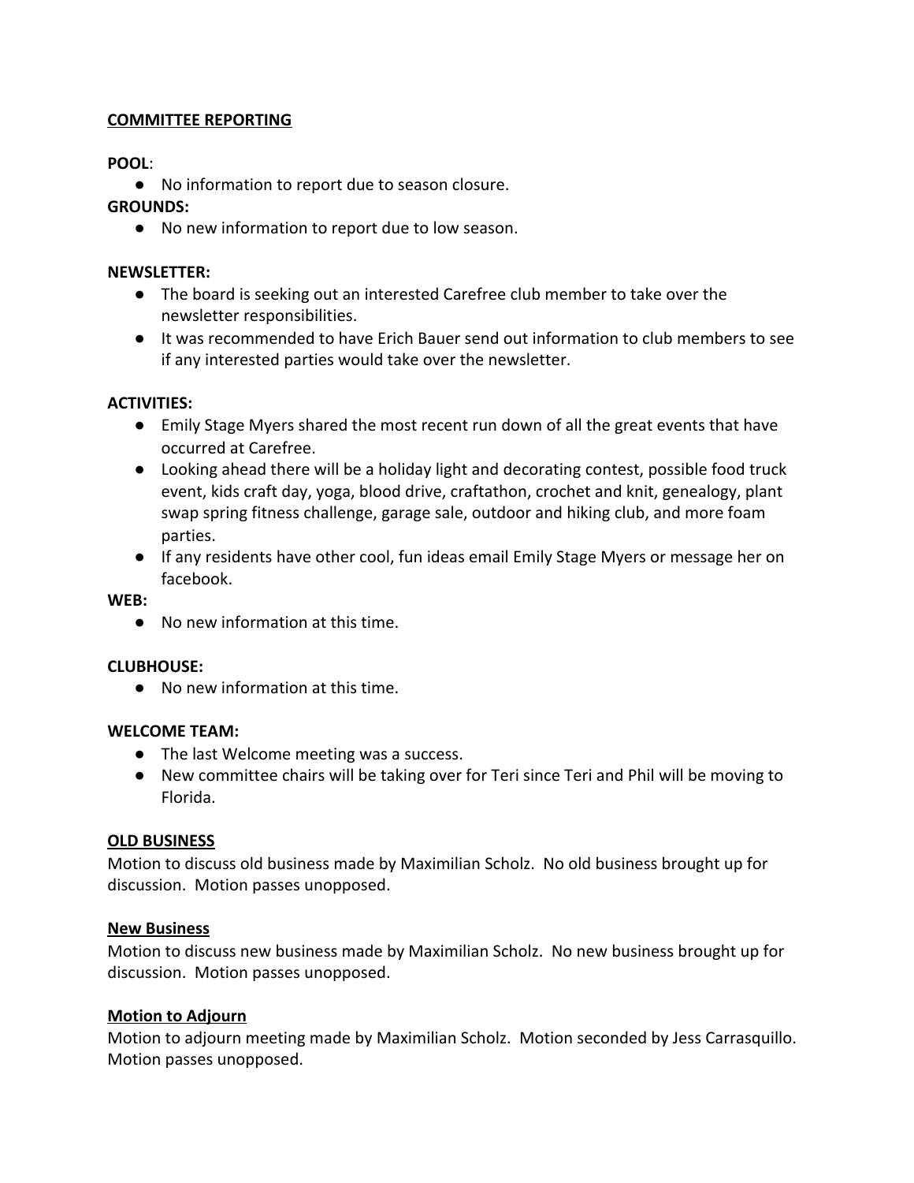## COMMITTEE REPORTING

**POOL**:

- No information to report due to season closure.

**GROUNDS:**

- No new information to report due to low season.

**NEWSLETTER:**

- The board is seeking out an interested Carefree club member to take over the newsletter responsibilities.
- It was recommended to have Erich Bauer send out information to club members to see if any interested parties would take over the newsletter.

**ACTIVITIES:**

- Emily Stage Myers shared the most recent run down of all the great events that have occurred at Carefree.
- Looking ahead there will be a holiday light and decorating contest, possible food truck event, kids craft day, yoga, blood drive, craftathon, crochet and knit, genealogy, plant swap spring fitness challenge, garage sale, outdoor and hiking club, and more foam parties.
- If any residents have other cool, fun ideas email Emily Stage Myers or message her on facebook.

**WEB:**

- No new information at this time.

**CLUBHOUSE:**

- No new information at this time.

**WELCOME TEAM:**

- The last Welcome meeting was a success.
- New committee chairs will be taking over for Teri since Teri and Phil will be moving to Florida.

## OLD BUSINESS

Motion to discuss old business made by Maximilian Scholz. No old business brought up for discussion. Motion passes unopposed.

## New Business

Motion to discuss new business made by Maximilian Scholz. No new business brought up for discussion. Motion passes unopposed.

## Motion to Adjourn

Motion to adjourn meeting made by Maximilian Scholz. Motion seconded by Jess Carrasquillo. Motion passes unopposed.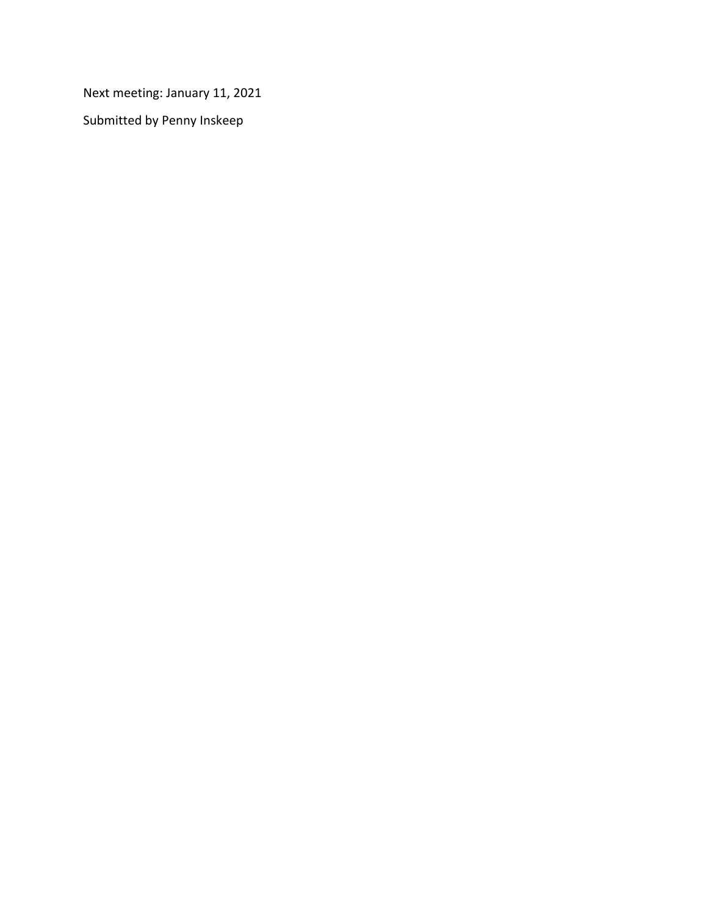Next meeting: January 11, 2021

Submitted by Penny Inskeep